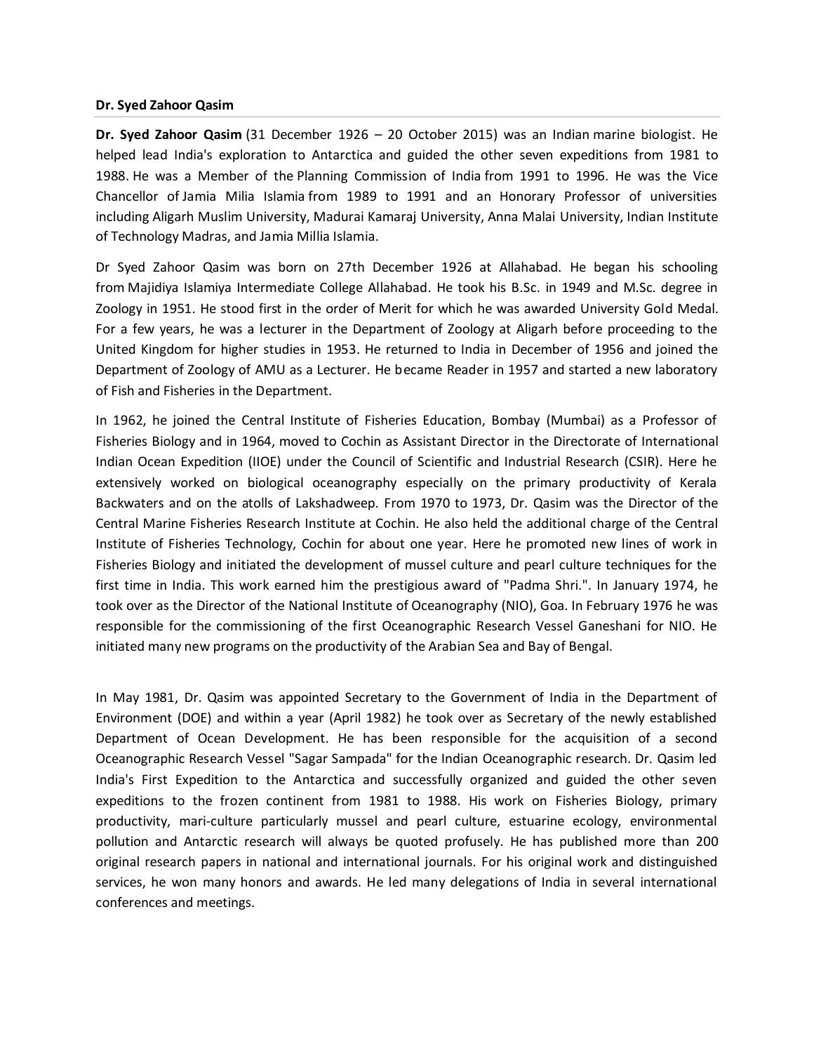**Dr. Syed Zahoor Qasim**

**Dr. Syed Zahoor Qasim** (31 December 1926 – 20 October 2015) was an Indian marine biologist. He helped lead India's exploration to Antarctica and guided the other seven expeditions from 1981 to 1988. He was a Member of the Planning Commission of India from 1991 to 1996. He was the Vice Chancellor of Jamia Milia Islamia from 1989 to 1991 and an Honorary Professor of universities including Aligarh Muslim University, Madurai Kamaraj University, Anna Malai University, Indian Institute of Technology Madras, and Jamia Millia Islamia.

Dr Syed Zahoor Qasim was born on 27th December 1926 at Allahabad. He began his schooling from Majidiya Islamiya Intermediate College Allahabad. He took his B.Sc. in 1949 and M.Sc. degree in Zoology in 1951. He stood first in the order of Merit for which he was awarded University Gold Medal. For a few years, he was a lecturer in the Department of Zoology at Aligarh before proceeding to the United Kingdom for higher studies in 1953. He returned to India in December of 1956 and joined the Department of Zoology of AMU as a Lecturer. He became Reader in 1957 and started a new laboratory of Fish and Fisheries in the Department.

In 1962, he joined the Central Institute of Fisheries Education, Bombay (Mumbai) as a Professor of Fisheries Biology and in 1964, moved to Cochin as Assistant Director in the Directorate of International Indian Ocean Expedition (IIOE) under the Council of Scientific and Industrial Research (CSIR). Here he extensively worked on biological oceanography especially on the primary productivity of Kerala Backwaters and on the atolls of Lakshadweep. From 1970 to 1973, Dr. Qasim was the Director of the Central Marine Fisheries Research Institute at Cochin. He also held the additional charge of the Central Institute of Fisheries Technology, Cochin for about one year. Here he promoted new lines of work in Fisheries Biology and initiated the development of mussel culture and pearl culture techniques for the first time in India. This work earned him the prestigious award of "Padma Shri.". In January 1974, he took over as the Director of the National Institute of Oceanography (NIO), Goa. In February 1976 he was responsible for the commissioning of the first Oceanographic Research Vessel Ganeshani for NIO. He initiated many new programs on the productivity of the Arabian Sea and Bay of Bengal.

In May 1981, Dr. Qasim was appointed Secretary to the Government of India in the Department of Environment (DOE) and within a year (April 1982) he took over as Secretary of the newly established Department of Ocean Development. He has been responsible for the acquisition of a second Oceanographic Research Vessel "Sagar Sampada" for the Indian Oceanographic research. Dr. Qasim led India's First Expedition to the Antarctica and successfully organized and guided the other seven expeditions to the frozen continent from 1981 to 1988. His work on Fisheries Biology, primary productivity, mari-culture particularly mussel and pearl culture, estuarine ecology, environmental pollution and Antarctic research will always be quoted profusely. He has published more than 200 original research papers in national and international journals. For his original work and distinguished services, he won many honors and awards. He led many delegations of India in several international conferences and meetings.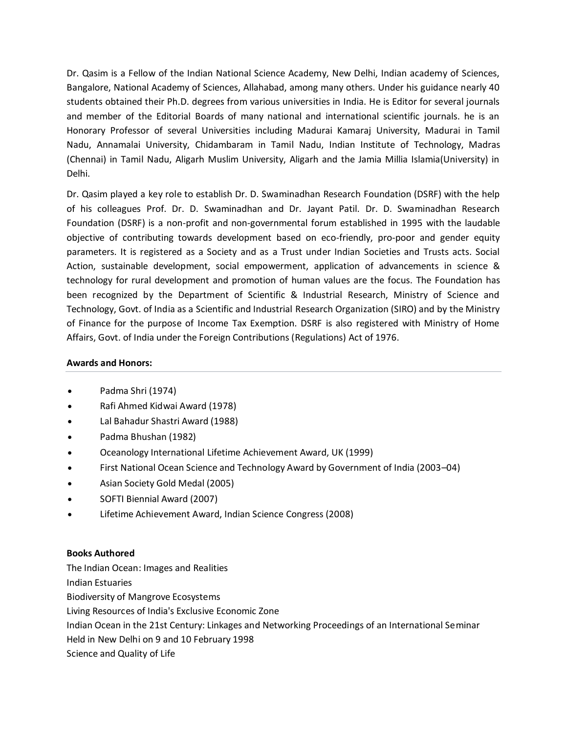Dr. Qasim is a Fellow of the Indian National Science Academy, New Delhi, Indian academy of Sciences, Bangalore, National Academy of Sciences, Allahabad, among many others. Under his guidance nearly 40 students obtained their Ph.D. degrees from various universities in India. He is Editor for several journals and member of the Editorial Boards of many national and international scientific journals. he is an Honorary Professor of several Universities including Madurai Kamaraj University, Madurai in Tamil Nadu, Annamalai University, Chidambaram in Tamil Nadu, Indian Institute of Technology, Madras (Chennai) in Tamil Nadu, Aligarh Muslim University, Aligarh and the Jamia Millia Islamia(University) in Delhi.

Dr. Qasim played a key role to establish Dr. D. Swaminadhan Research Foundation (DSRF) with the help of his colleagues Prof. Dr. D. Swaminadhan and Dr. Jayant Patil. Dr. D. Swaminadhan Research Foundation (DSRF) is a non-profit and non-governmental forum established in 1995 with the laudable objective of contributing towards development based on eco-friendly, pro-poor and gender equity parameters. It is registered as a Society and as a Trust under Indian Societies and Trusts acts. Social Action, sustainable development, social empowerment, application of advancements in science & technology for rural development and promotion of human values are the focus. The Foundation has been recognized by the Department of Scientific & Industrial Research, Ministry of Science and Technology, Govt. of India as a Scientific and Industrial Research Organization (SIRO) and by the Ministry of Finance for the purpose of Income Tax Exemption. DSRF is also registered with Ministry of Home Affairs, Govt. of India under the Foreign Contributions (Regulations) Act of 1976.

**Awards and Honors:**

---

- Padma Shri (1974)
- Rafi Ahmed Kidwai Award (1978)
- Lal Bahadur Shastri Award (1988)
- Padma Bhushan (1982)
- Oceanology International Lifetime Achievement Award, UK (1999)
- First National Ocean Science and Technology Award by Government of India (2003–04)
- Asian Society Gold Medal (2005)
- SOFTI Biennial Award (2007)
- Lifetime Achievement Award, Indian Science Congress (2008)

**Books Authored**

The Indian Ocean: Images and Realities
Indian Estuaries
Biodiversity of Mangrove Ecosystems
Living Resources of India's Exclusive Economic Zone
Indian Ocean in the 21st Century: Linkages and Networking Proceedings of an International Seminar Held in New Delhi on 9 and 10 February 1998
Science and Quality of Life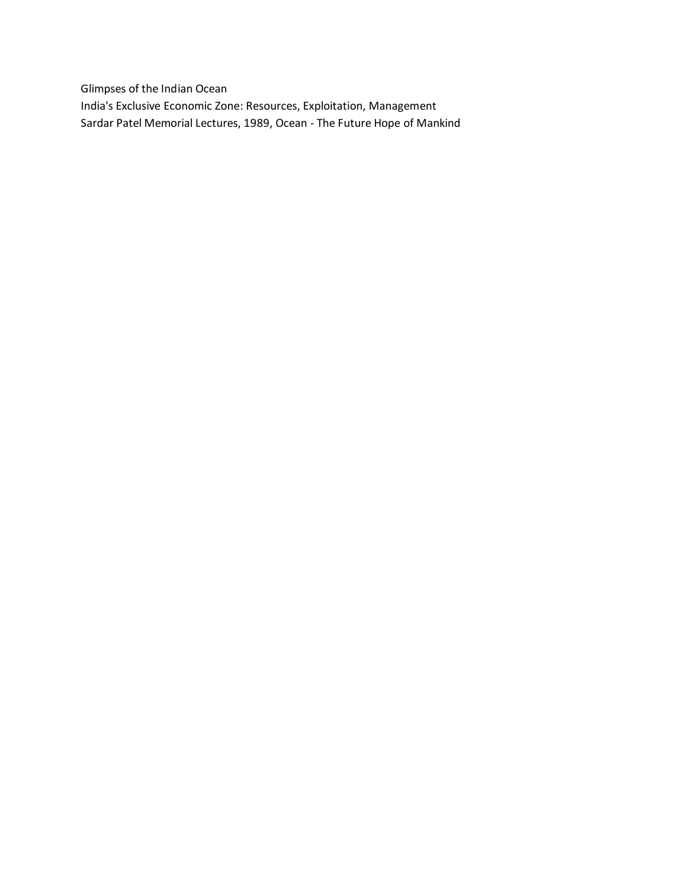Glimpses of the Indian Ocean
India's Exclusive Economic Zone: Resources, Exploitation, Management
Sardar Patel Memorial Lectures, 1989, Ocean - The Future Hope of Mankind